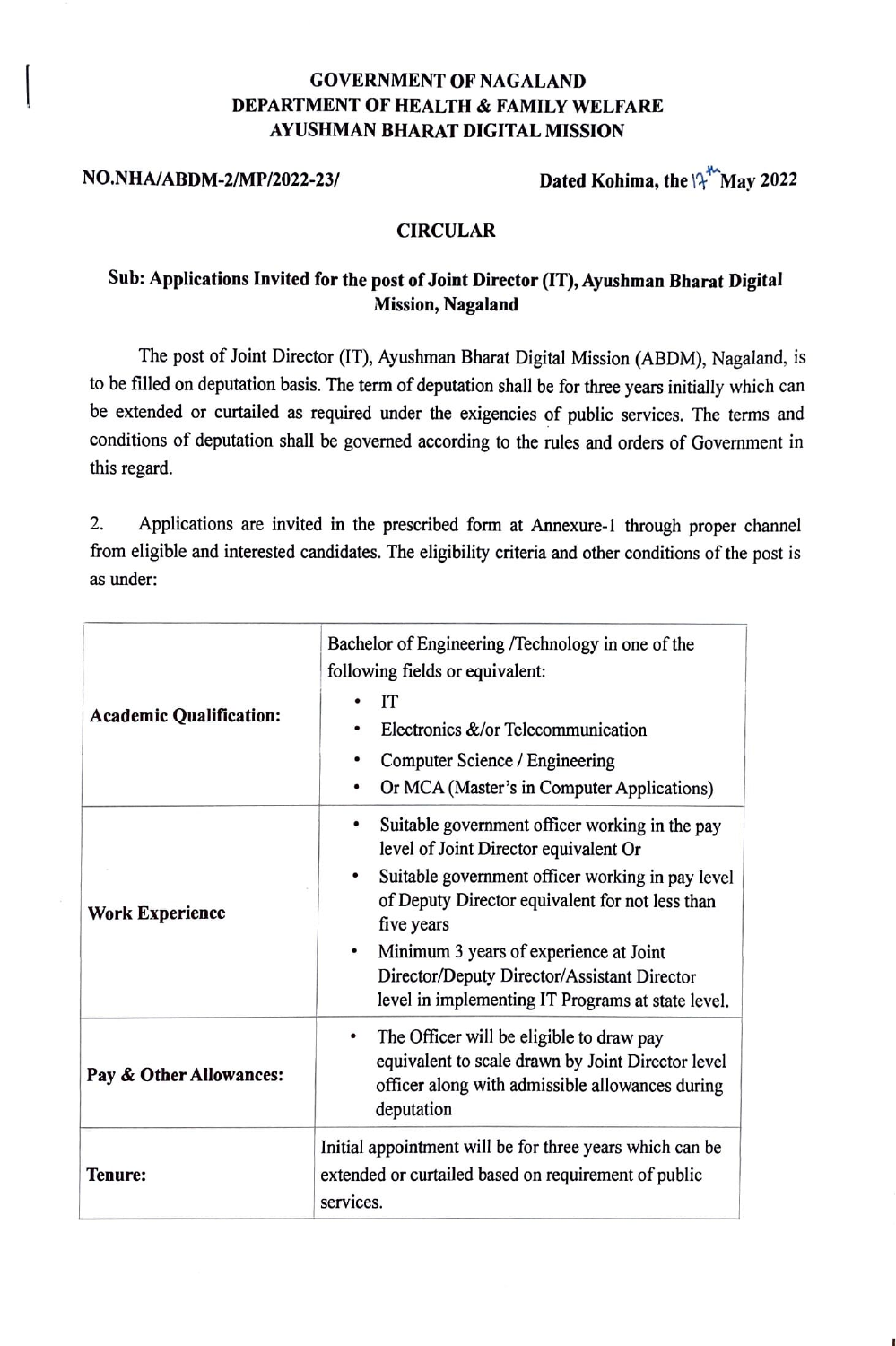**GOVERNMENT OF NAGALAND**
**DEPARTMENT OF HEALTH & FAMILY WELFARE**
**AYUSHMAN BHARAT DIGITAL MISSION**

**NO.NHA/ABDM-2/MP/2022-23/** **Dated Kohima, the 17th May 2022**

**CIRCULAR**

**Sub: Applications Invited for the post of Joint Director (IT), Ayushman Bharat Digital Mission, Nagaland**

The post of Joint Director (IT), Ayushman Bharat Digital Mission (ABDM), Nagaland, is to be filled on deputation basis. The term of deputation shall be for three years initially which can be extended or curtailed as required under the exigencies of public services. The terms and conditions of deputation shall be governed according to the rules and orders of Government in this regard.

2. Applications are invited in the prescribed form at Annexure-1 through proper channel from eligible and interested candidates. The eligibility criteria and other conditions of the post is as under:

| | |
|---|---|
| **Academic Qualification:** | Bachelor of Engineering /Technology in one of the following fields or equivalent:<br>• IT<br>• Electronics &/or Telecommunication<br>• Computer Science / Engineering<br>• Or MCA (Master's in Computer Applications) |
| **Work Experience** | • Suitable government officer working in the pay level of Joint Director equivalent Or<br>• Suitable government officer working in pay level of Deputy Director equivalent for not less than five years<br>• Minimum 3 years of experience at Joint Director/Deputy Director/Assistant Director level in implementing IT Programs at state level. |
| **Pay & Other Allowances:** | • The Officer will be eligible to draw pay equivalent to scale drawn by Joint Director level officer along with admissible allowances during deputation |
| **Tenure:** | Initial appointment will be for three years which can be extended or curtailed based on requirement of public services. |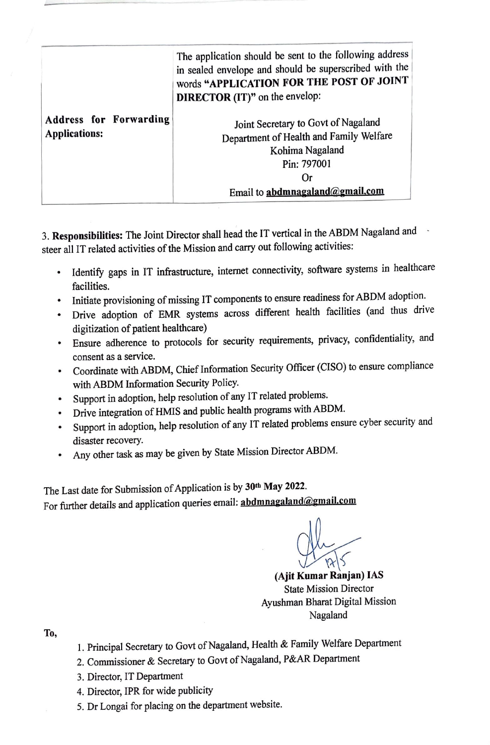| | |
|---|---|
| **Address for Forwarding Applications:** | The application should be sent to the following address in sealed envelope and should be superscribed with the words **"APPLICATION FOR THE POST OF JOINT DIRECTOR (IT)"** on the envelop:<br><br>Joint Secretary to Govt of Nagaland<br>Department of Health and Family Welfare<br>Kohima Nagaland<br>Pin: 797001<br>Or<br>Email to **abdmnagaland@gmail.com** |

3. **Responsibilities:** The Joint Director shall head the IT vertical in the ABDM Nagaland and steer all IT related activities of the Mission and carry out following activities:

- Identify gaps in IT infrastructure, internet connectivity, software systems in healthcare facilities.
- Initiate provisioning of missing IT components to ensure readiness for ABDM adoption.
- Drive adoption of EMR systems across different health facilities (and thus drive digitization of patient healthcare)
- Ensure adherence to protocols for security requirements, privacy, confidentiality, and consent as a service.
- Coordinate with ABDM, Chief Information Security Officer (CISO) to ensure compliance with ABDM Information Security Policy.
- Support in adoption, help resolution of any IT related problems.
- Drive integration of HMIS and public health programs with ABDM.
- Support in adoption, help resolution of any IT related problems ensure cyber security and disaster recovery.
- Any other task as may be given by State Mission Director ABDM.

The Last date for Submission of Application is by **30th May 2022**.
For further details and application queries email: **abdmnagaland@gmail.com**

17/5

**(Ajit Kumar Ranjan) IAS**
State Mission Director
Ayushman Bharat Digital Mission
Nagaland

To,

1. Principal Secretary to Govt of Nagaland, Health & Family Welfare Department
2. Commissioner & Secretary to Govt of Nagaland, P&AR Department
3. Director, IT Department
4. Director, IPR for wide publicity
5. Dr Longai for placing on the department website.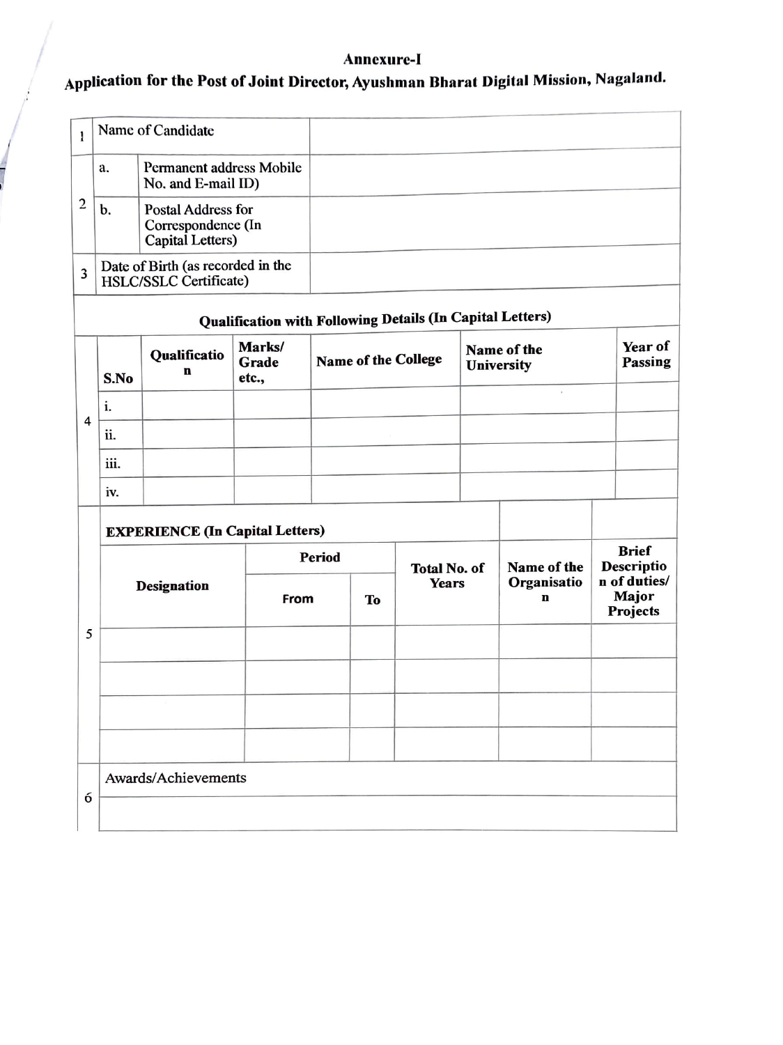**Annexure-I**

## Application for the Post of Joint Director, Ayushman Bharat Digital Mission, Nagaland.

| | | | |
|---|---|---|---|
| 1 | Name of Candidate | | |
| 2 | a. | Permanent address Mobile No. and E-mail ID) | |
| | b. | Postal Address for Correspondence (In Capital Letters) | |
| 3 | Date of Birth (as recorded in the HSLC/SSLC Certificate) | | |

**Qualification with Following Details (In Capital Letters)**

| | S.No | Qualification | Marks/ Grade etc., | Name of the College | Name of the University | Year of Passing |
|---|---|---|---|---|---|---|
| 4 | i. | | | | | |
| | ii. | | | | | |
| | iii. | | | | | |
| | iv. | | | | | |

**EXPERIENCE (In Capital Letters)**

| | Designation | Period | | Total No. of Years | Name of the Organisation | Brief Description of duties/ Major Projects |
|---|---|---|---|---|---|---|
| | | From | To | | | |
| 5 | | | | | | |
| | | | | | | |
| | | | | | | |
| | | | | | | |

| | |
|---|---|
| 6 | Awards/Achievements |
| | |